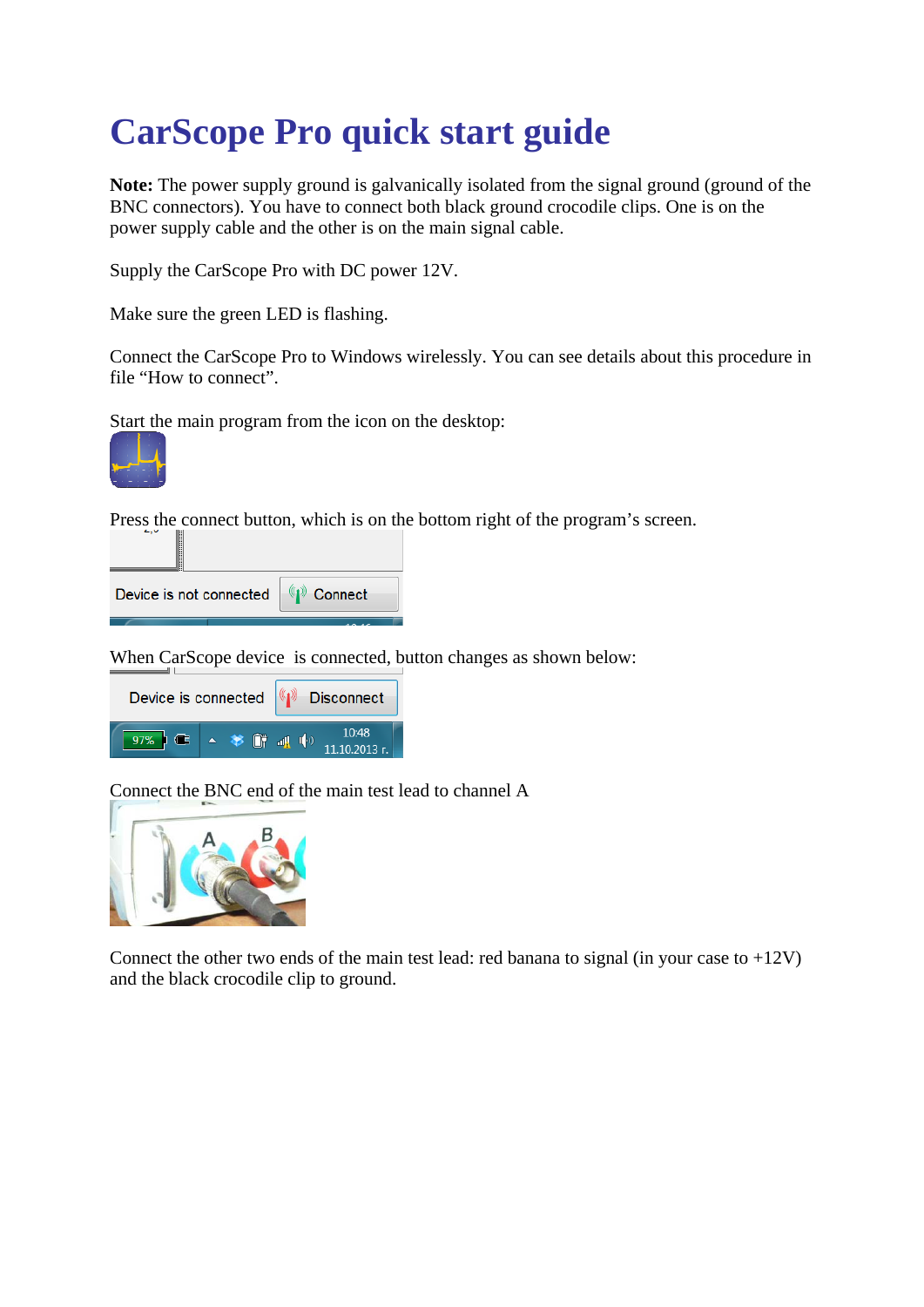# CarScope Pro quick start guide

**Note:** The power supply ground is galvanically isolated from the signal ground (ground of the BNC connectors). You have to connect both black ground crocodile clips. One is on the power supply cable and the other is on the main signal cable.

Supply the CarScope Pro with DC power 12V.

Make sure the green LED is flashing.

Connect the CarScope Pro to Windows wirelessly. You can see details about this procedure in file “How to connect”.

Start the main program from the icon on the desktop:

Press the connect button, which is on the bottom right of the program’s screen.

When CarScope device is connected, button changes as shown below:

Connect the BNC end of the main test lead to channel A

Connect the other two ends of the main test lead: red banana to signal (in your case to +12V) and the black crocodile clip to ground.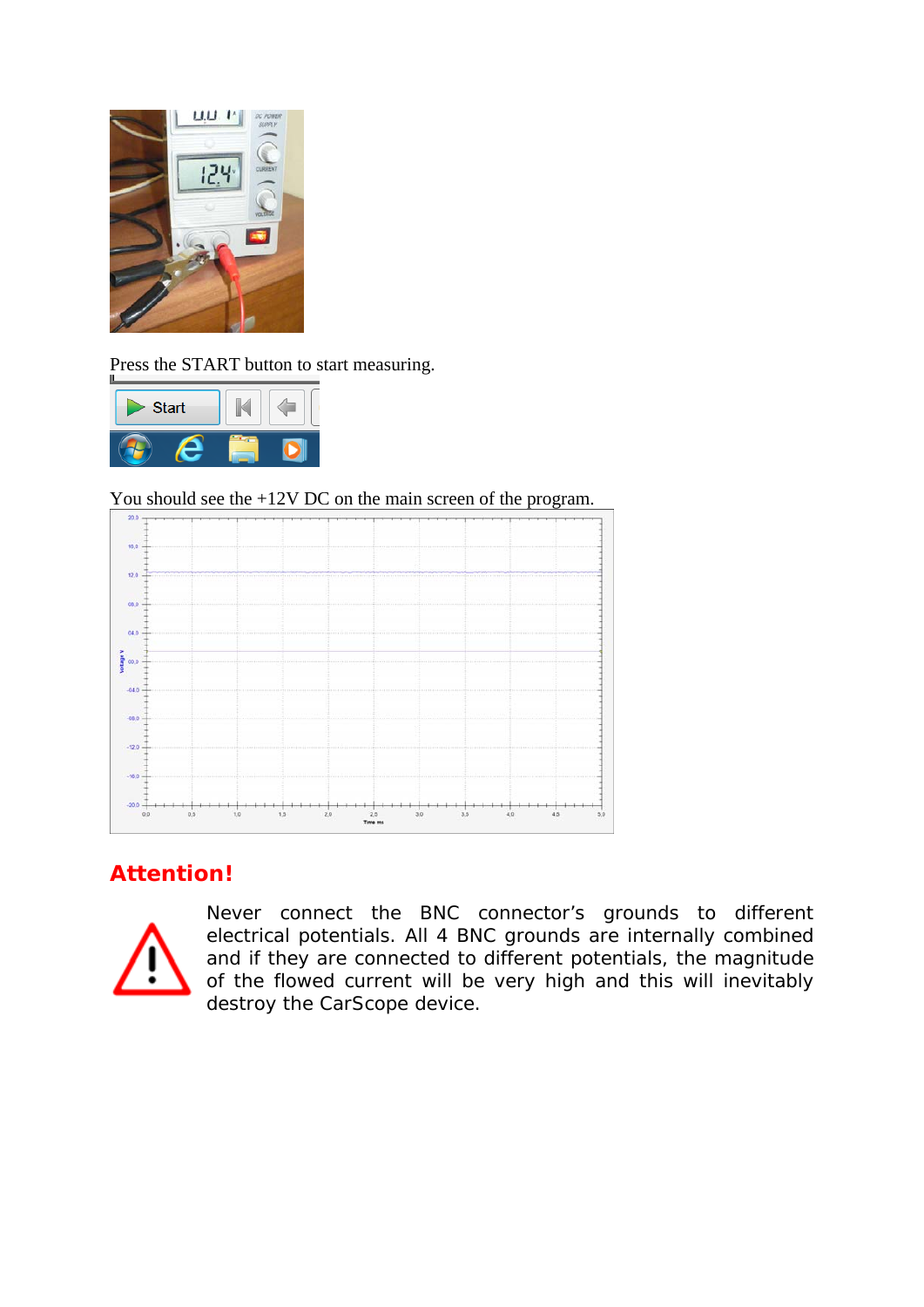Press the START button to start measuring.

You should see the +12V DC on the main screen of the program.

20.0
16.0
12.0
08.0
04.0
00.0
-04.0
-08.0
-12.0
-16.0
-20.0
Voltage V
0.0
0.5
1.0
1.5
2.0
2.5
3.0
3.5
4.0
4.5
5.0
Time ms

## Attention!

Never connect the BNC connector's grounds to different electrical potentials. All 4 BNC grounds are internally combined and if they are connected to different potentials, the magnitude of the flowed current will be very high and this will inevitably destroy the CarScope device.